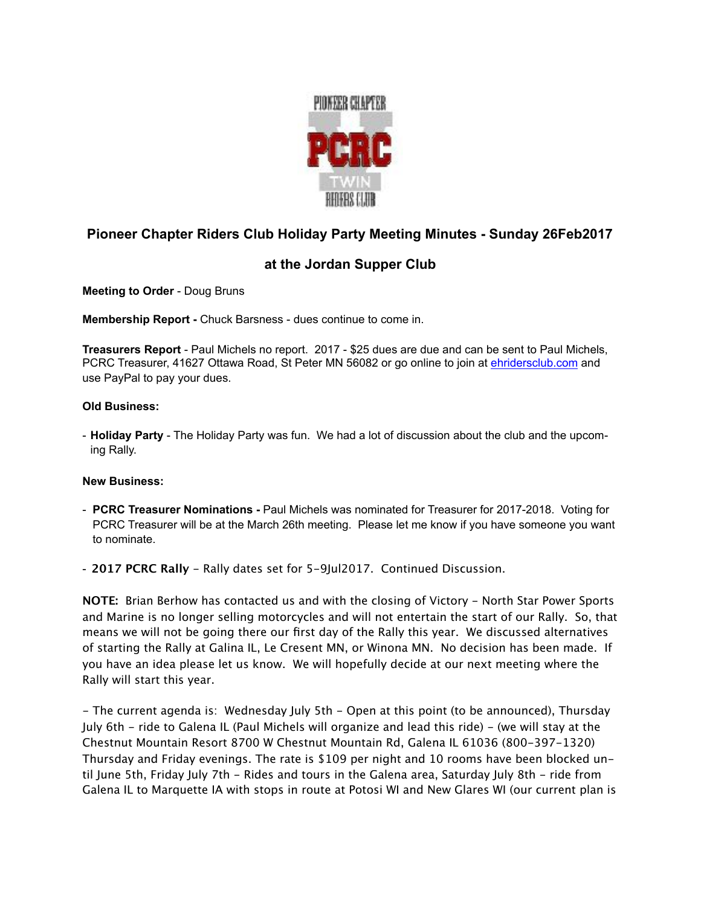## Pioneer Chapter Riders Club Holiday Party Meeting Minutes - Sunday 26Feb2017

## at the Jordan Supper Club

**Meeting to Order** - Doug Bruns

**Membership Report -** Chuck Barsness - dues continue to come in.

**Treasurers Report** - Paul Michels no report. 2017 - $25 dues are due and can be sent to Paul Michels, PCRC Treasurer, 41627 Ottawa Road, St Peter MN 56082 or go online to join at ehridersclub.com and use PayPal to pay your dues.

**Old Business:**

- **Holiday Party** - The Holiday Party was fun. We had a lot of discussion about the club and the upcoming Rally.

**New Business:**

- **PCRC Treasurer Nominations -** Paul Michels was nominated for Treasurer for 2017-2018. Voting for PCRC Treasurer will be at the March 26th meeting. Please let me know if you have someone you want to nominate.
- **2017 PCRC Rally** - Rally dates set for 5-9Jul2017. Continued Discussion.

**NOTE:** Brian Berhow has contacted us and with the closing of Victory - North Star Power Sports and Marine is no longer selling motorcycles and will not entertain the start of our Rally. So, that means we will not be going there our first day of the Rally this year. We discussed alternatives of starting the Rally at Galina IL, Le Cresent MN, or Winona MN. No decision has been made. If you have an idea please let us know. We will hopefully decide at our next meeting where the Rally will start this year.

- The current agenda is: Wednesday July 5th - Open at this point (to be announced), Thursday July 6th - ride to Galena IL (Paul Michels will organize and lead this ride) - (we will stay at the Chestnut Mountain Resort 8700 W Chestnut Mountain Rd, Galena IL 61036 (800-397-1320) Thursday and Friday evenings. The rate is $109 per night and 10 rooms have been blocked until June 5th, Friday July 7th - Rides and tours in the Galena area, Saturday July 8th - ride from Galena IL to Marquette IA with stops in route at Potosi WI and New Glares WI (our current plan is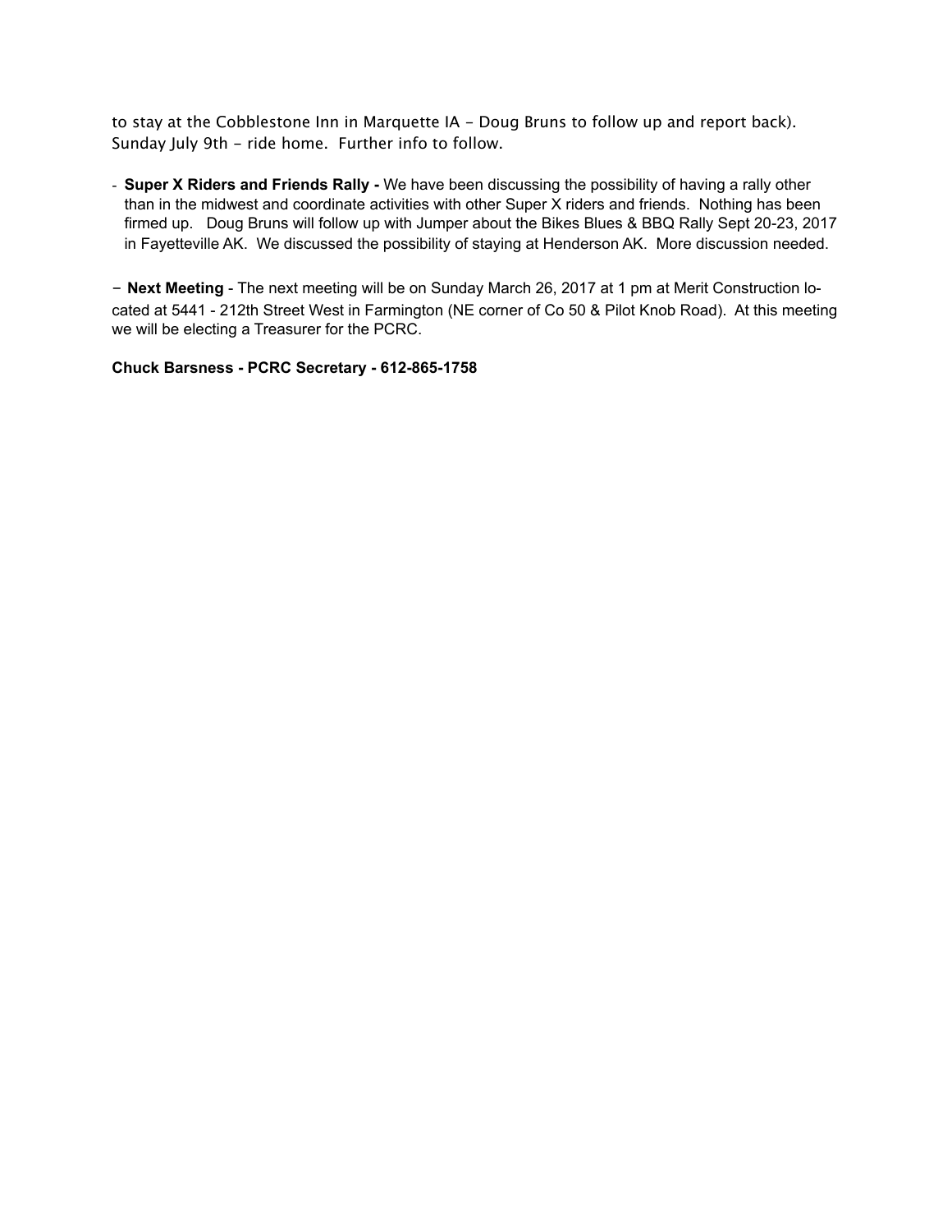to stay at the Cobblestone Inn in Marquette IA - Doug Bruns to follow up and report back). Sunday July 9th - ride home. Further info to follow.

- **Super X Riders and Friends Rally -** We have been discussing the possibility of having a rally other than in the midwest and coordinate activities with other Super X riders and friends. Nothing has been firmed up. Doug Bruns will follow up with Jumper about the Bikes Blues & BBQ Rally Sept 20-23, 2017 in Fayetteville AK. We discussed the possibility of staying at Henderson AK. More discussion needed.

- **Next Meeting** - The next meeting will be on Sunday March 26, 2017 at 1 pm at Merit Construction located at 5441 - 212th Street West in Farmington (NE corner of Co 50 & Pilot Knob Road). At this meeting we will be electing a Treasurer for the PCRC.

**Chuck Barsness - PCRC Secretary - 612-865-1758**